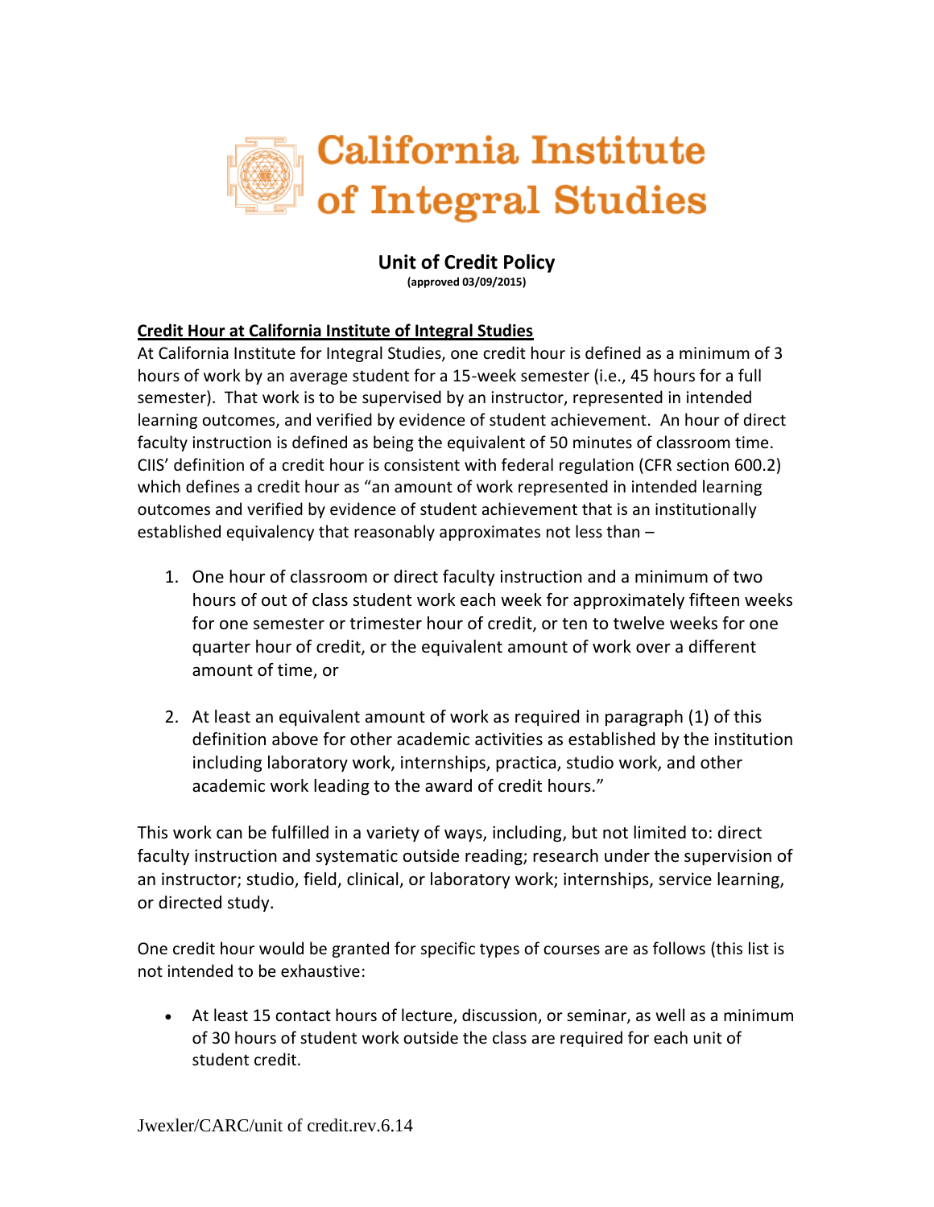# California Institute of Integral Studies

## Unit of Credit Policy

**(approved 03/09/2015)**

### Credit Hour at California Institute of Integral Studies

At California Institute for Integral Studies, one credit hour is defined as a minimum of 3 hours of work by an average student for a 15-week semester (i.e., 45 hours for a full semester). That work is to be supervised by an instructor, represented in intended learning outcomes, and verified by evidence of student achievement. An hour of direct faculty instruction is defined as being the equivalent of 50 minutes of classroom time. CIIS' definition of a credit hour is consistent with federal regulation (CFR section 600.2) which defines a credit hour as "an amount of work represented in intended learning outcomes and verified by evidence of student achievement that is an institutionally established equivalency that reasonably approximates not less than –

1. One hour of classroom or direct faculty instruction and a minimum of two hours of out of class student work each week for approximately fifteen weeks for one semester or trimester hour of credit, or ten to twelve weeks for one quarter hour of credit, or the equivalent amount of work over a different amount of time, or

2. At least an equivalent amount of work as required in paragraph (1) of this definition above for other academic activities as established by the institution including laboratory work, internships, practica, studio work, and other academic work leading to the award of credit hours."

This work can be fulfilled in a variety of ways, including, but not limited to: direct faculty instruction and systematic outside reading; research under the supervision of an instructor; studio, field, clinical, or laboratory work; internships, service learning, or directed study.

One credit hour would be granted for specific types of courses are as follows (this list is not intended to be exhaustive:

- At least 15 contact hours of lecture, discussion, or seminar, as well as a minimum of 30 hours of student work outside the class are required for each unit of student credit.

Jwexler/CARC/unit of credit.rev.6.14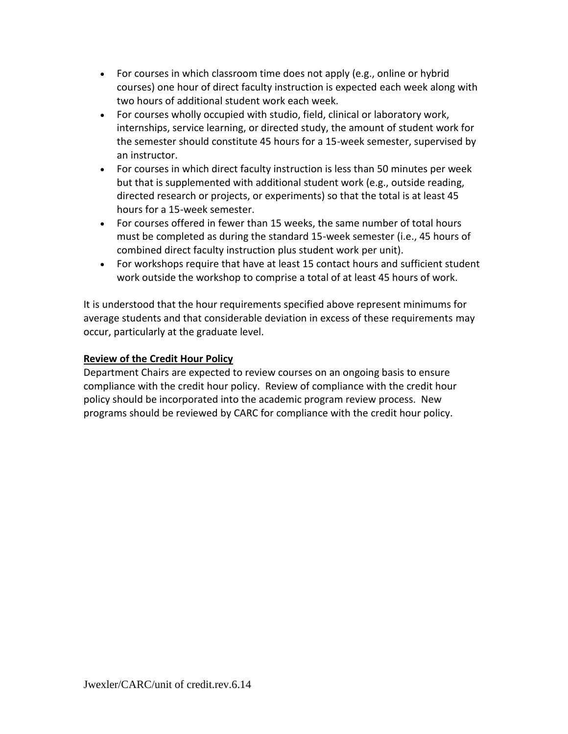- For courses in which classroom time does not apply (e.g., online or hybrid courses) one hour of direct faculty instruction is expected each week along with two hours of additional student work each week.
- For courses wholly occupied with studio, field, clinical or laboratory work, internships, service learning, or directed study, the amount of student work for the semester should constitute 45 hours for a 15-week semester, supervised by an instructor.
- For courses in which direct faculty instruction is less than 50 minutes per week but that is supplemented with additional student work (e.g., outside reading, directed research or projects, or experiments) so that the total is at least 45 hours for a 15-week semester.
- For courses offered in fewer than 15 weeks, the same number of total hours must be completed as during the standard 15-week semester (i.e., 45 hours of combined direct faculty instruction plus student work per unit).
- For workshops require that have at least 15 contact hours and sufficient student work outside the workshop to comprise a total of at least 45 hours of work.

It is understood that the hour requirements specified above represent minimums for average students and that considerable deviation in excess of these requirements may occur, particularly at the graduate level.

**Review of the Credit Hour Policy**

Department Chairs are expected to review courses on an ongoing basis to ensure compliance with the credit hour policy. Review of compliance with the credit hour policy should be incorporated into the academic program review process. New programs should be reviewed by CARC for compliance with the credit hour policy.

Jwexler/CARC/unit of credit.rev.6.14